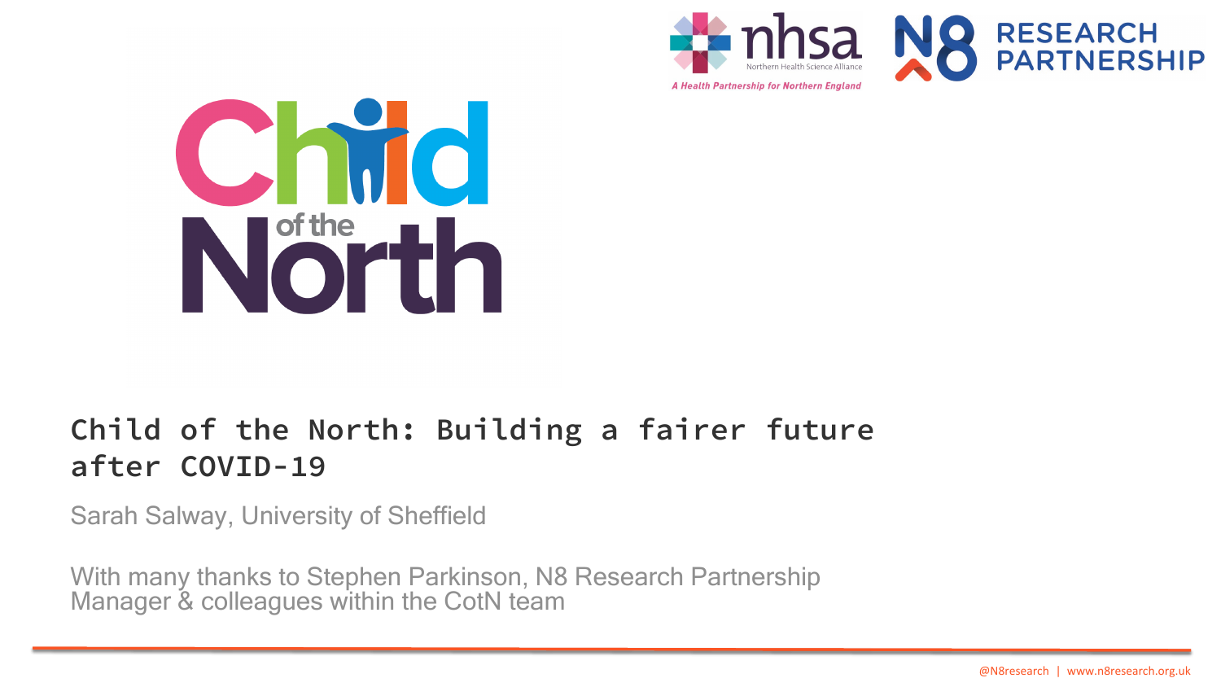# Child of the North: Building a fairer future after COVID-19

Sarah Salway, University of Sheffield

With many thanks to Stephen Parkinson, N8 Research Partnership Manager & colleagues within the CotN team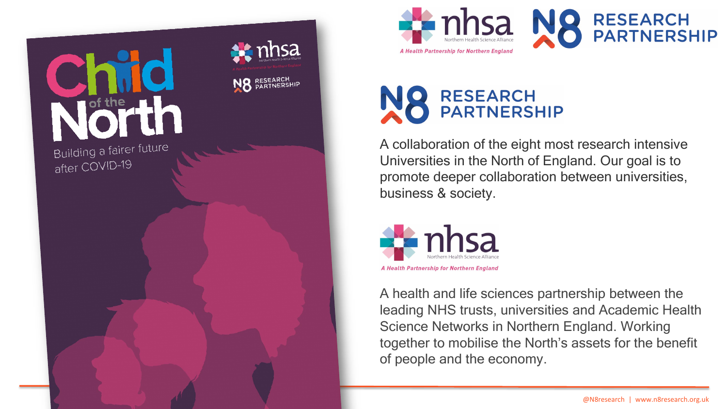# Child of the North

Building a fairer future after COVID-19

## N8 Research Partnership

A collaboration of the eight most research intensive Universities in the North of England. Our goal is to promote deeper collaboration between universities, business & society.

## nhsa

Northern Health Science Alliance

*A Health Partnership for Northern England*

A health and life sciences partnership between the leading NHS trusts, universities and Academic Health Science Networks in Northern England. Working together to mobilise the North's assets for the benefit of people and the economy.

@N8research | www.n8research.org.uk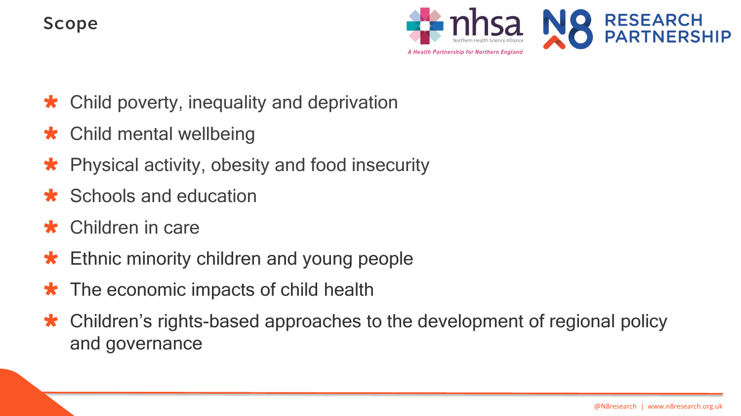# Scope

- Child poverty, inequality and deprivation
- Child mental wellbeing
- Physical activity, obesity and food insecurity
- Schools and education
- Children in care
- Ethnic minority children and young people
- The economic impacts of child health
- Children’s rights-based approaches to the development of regional policy and governance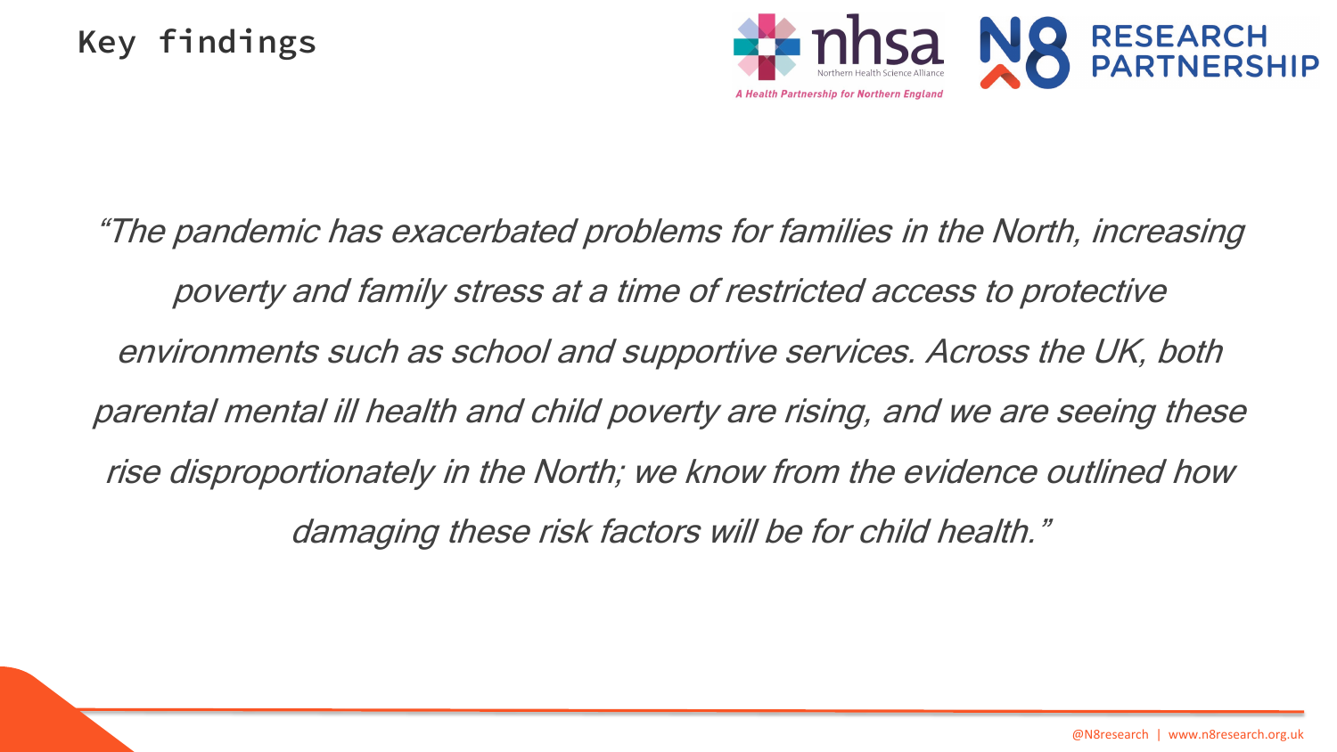## Key findings

*"The pandemic has exacerbated problems for families in the North, increasing poverty and family stress at a time of restricted access to protective environments such as school and supportive services. Across the UK, both parental mental ill health and child poverty are rising, and we are seeing these rise disproportionately in the North; we know from the evidence outlined how damaging these risk factors will be for child health."*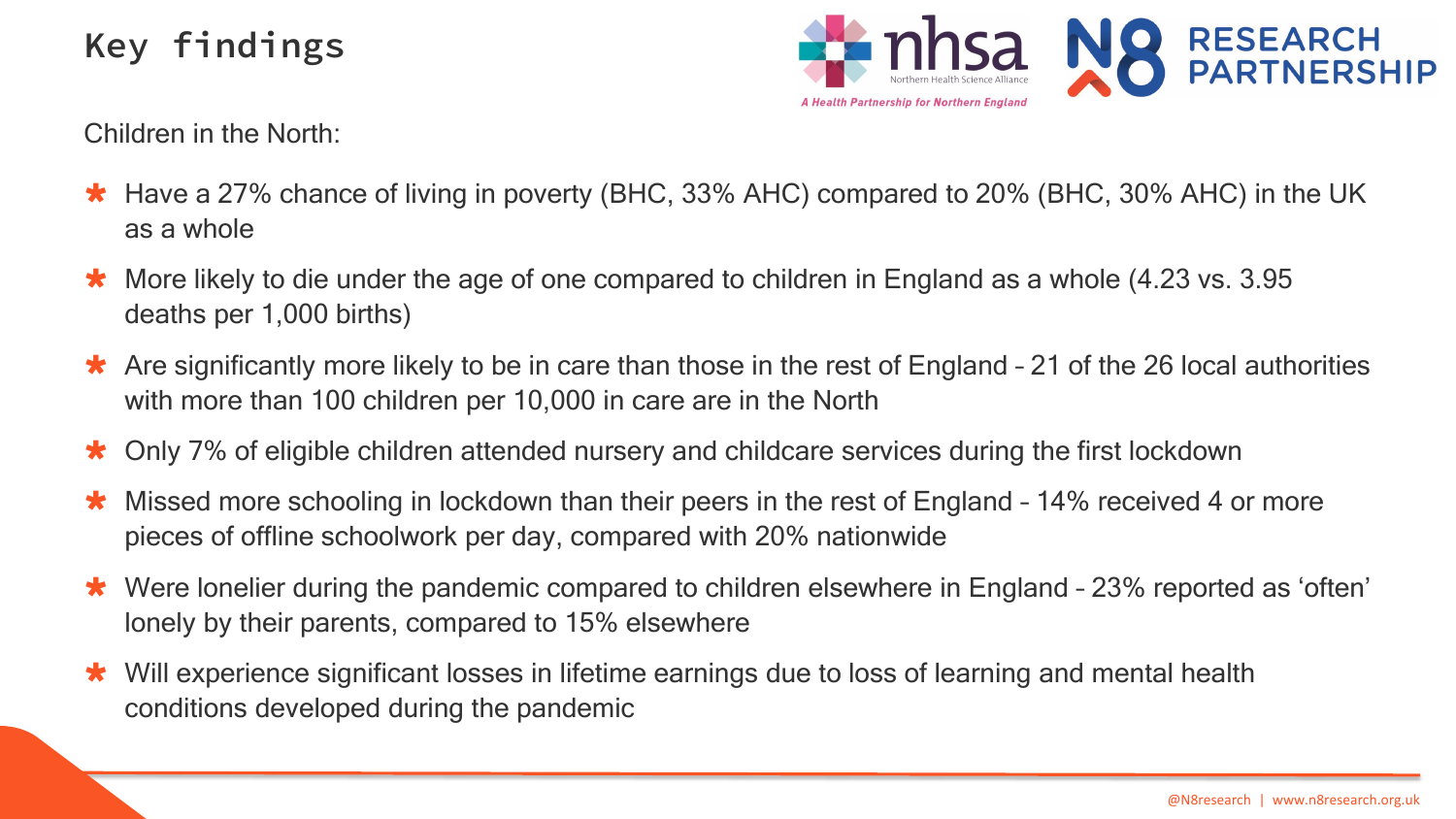# Key findings

Children in the North:

- Have a 27% chance of living in poverty (BHC, 33% AHC) compared to 20% (BHC, 30% AHC) in the UK as a whole
- More likely to die under the age of one compared to children in England as a whole (4.23 vs. 3.95 deaths per 1,000 births)
- Are significantly more likely to be in care than those in the rest of England – 21 of the 26 local authorities with more than 100 children per 10,000 in care are in the North
- Only 7% of eligible children attended nursery and childcare services during the first lockdown
- Missed more schooling in lockdown than their peers in the rest of England – 14% received 4 or more pieces of offline schoolwork per day, compared with 20% nationwide
- Were lonelier during the pandemic compared to children elsewhere in England – 23% reported as 'often' lonely by their parents, compared to 15% elsewhere
- Will experience significant losses in lifetime earnings due to loss of learning and mental health conditions developed during the pandemic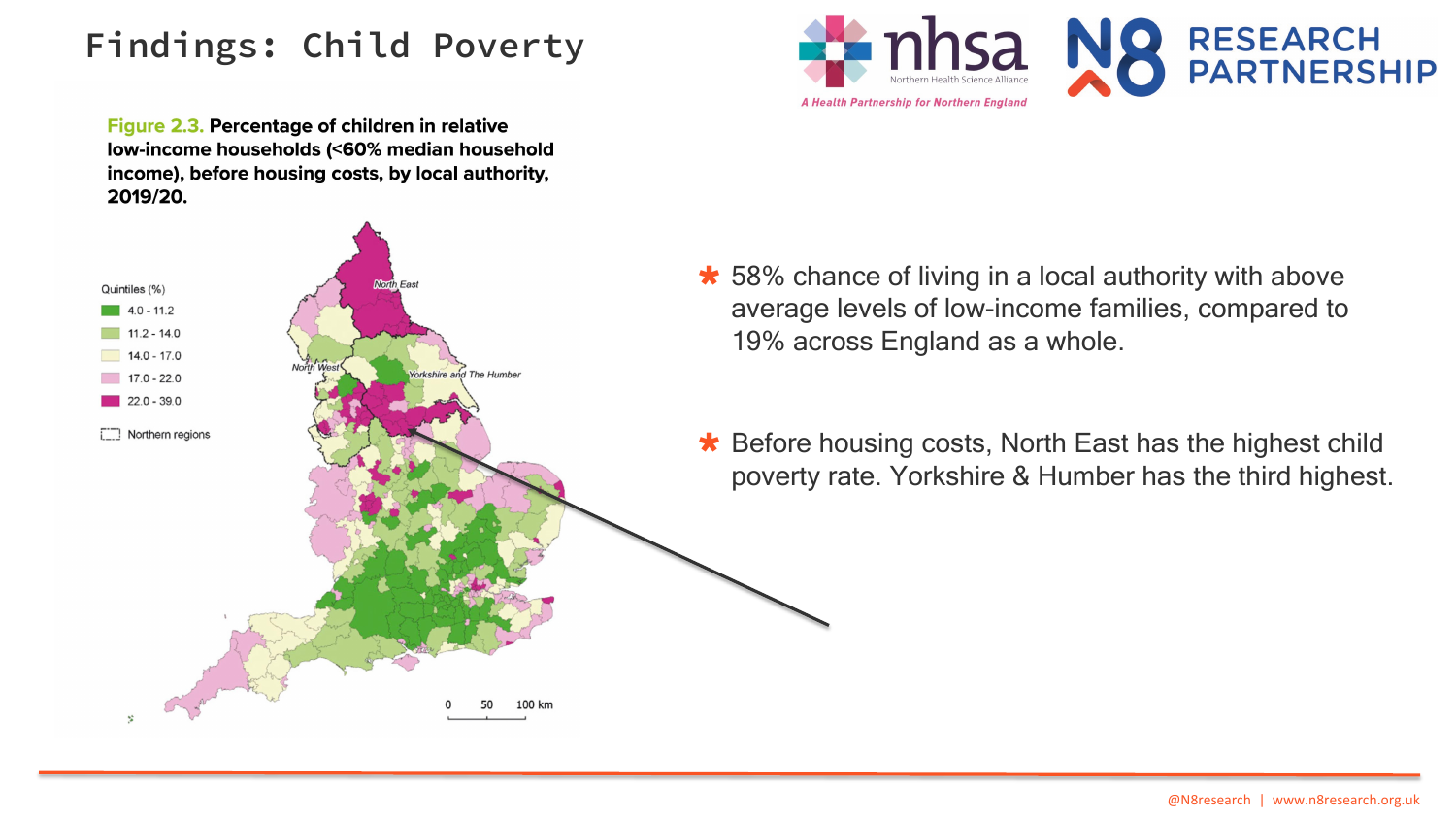# Findings: Child Poverty

**Figure 2.3. Percentage of children in relative low-income households (<60% median household income), before housing costs, by local authority, 2019/20.**

Quintiles (%)

- 4.0 - 11.2
- 11.2 - 14.0
- 14.0 - 17.0
- 17.0 - 22.0
- 22.0 - 39.0

Northern regions

North East

North West

Yorkshire and The Humber

0 50 100 km

- 58% chance of living in a local authority with above average levels of low-income families, compared to 19% across England as a whole.
- Before housing costs, North East has the highest child poverty rate. Yorkshire & Humber has the third highest.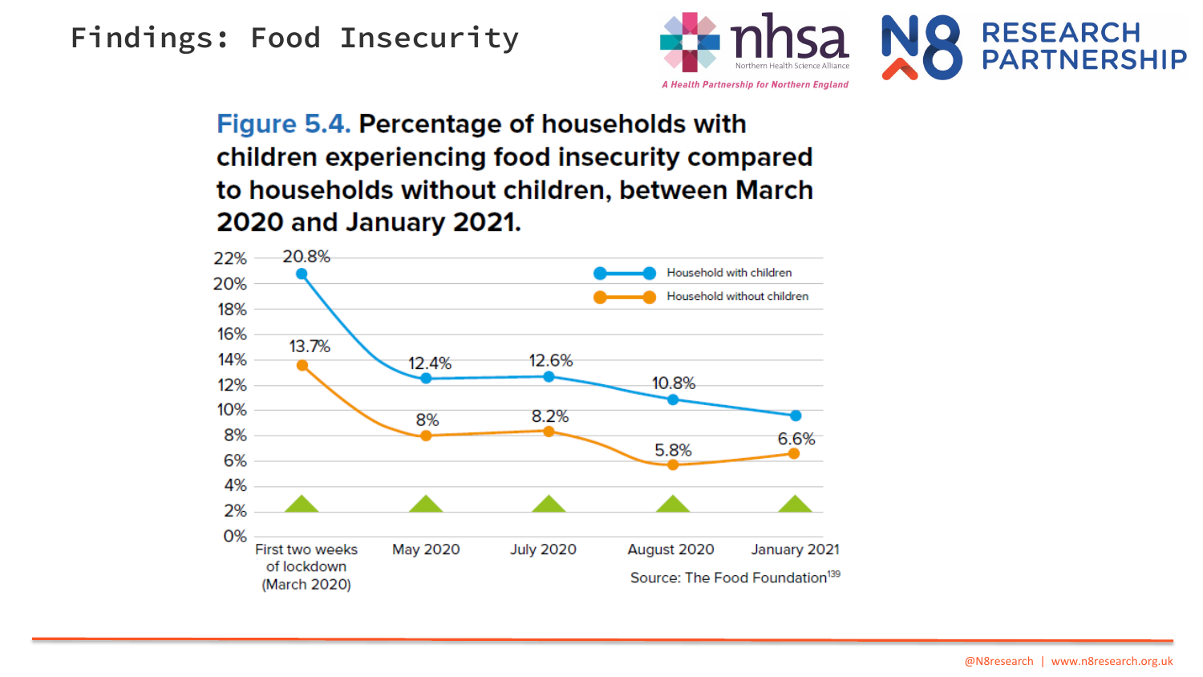# Findings: Food Insecurity

**Figure 5.4. Percentage of households with children experiencing food insecurity compared to households without children, between March 2020 and January 2021.**

| | First two weeks of lockdown (March 2020) | May 2020 | July 2020 | August 2020 | January 2021 |
|---|---|---|---|---|---|
| Household with children | 20.8% | 12.4% | 12.6% | 10.8% | |
| Household without children | 13.7% | 8% | 8.2% | 5.8% | 6.6% |

Source: The Food Foundation[139]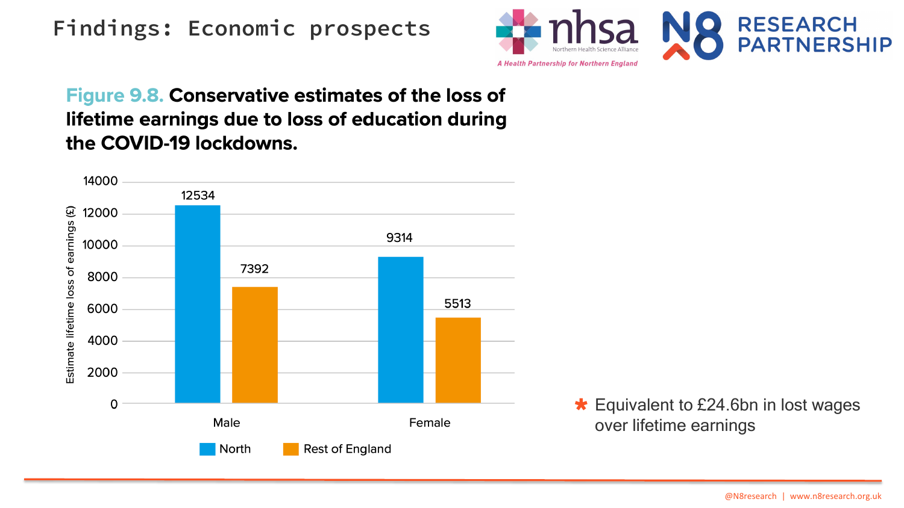# Findings: Economic prospects

**Figure 9.8. Conservative estimates of the loss of lifetime earnings due to loss of education during the COVID-19 lockdowns.**

| | North | Rest of England |
|---|---|---|
| Male | 12534 | 7392 |
| Female | 9314 | 5513 |

Estimate lifetime loss of earnings (£)

* Equivalent to £24.6bn in lost wages over lifetime earnings

@N8research | www.n8research.org.uk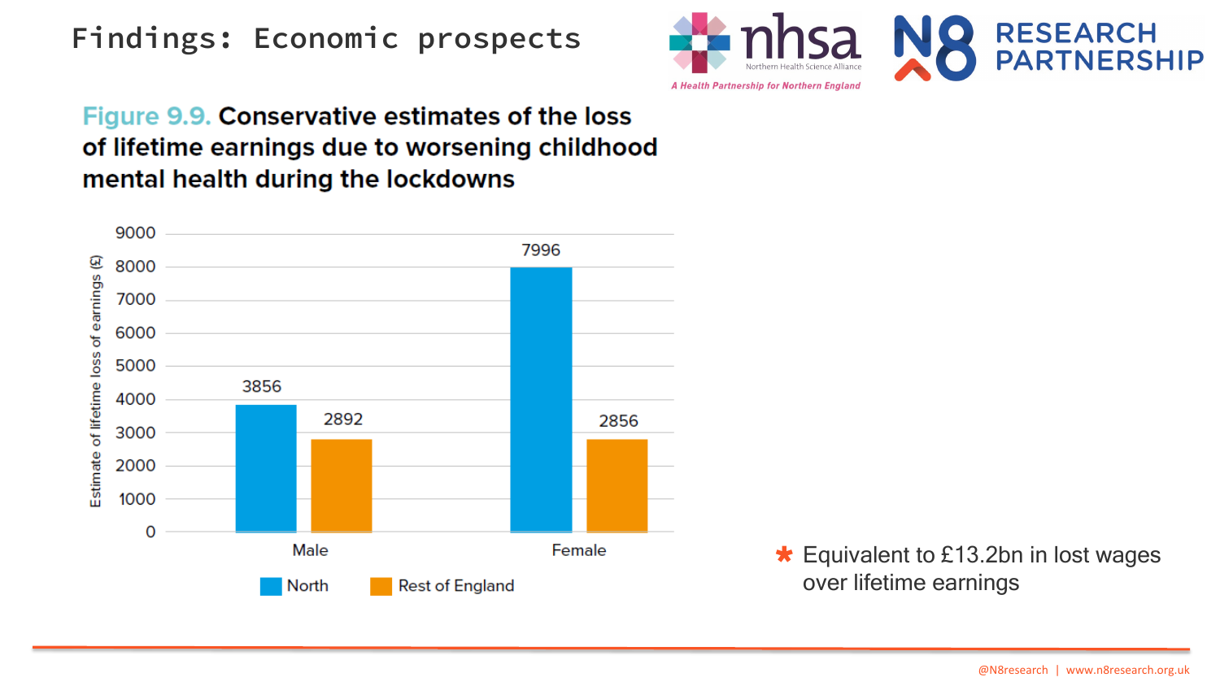# Findings: Economic prospects

**Figure 9.9. Conservative estimates of the loss of lifetime earnings due to worsening childhood mental health during the lockdowns**

| Estimate of lifetime loss of earnings (£) | North | Rest of England |
| --- | --- | --- |
| Male | 3856 | 2892 |
| Female | 7996 | 2856 |

* Equivalent to £13.2bn in lost wages over lifetime earnings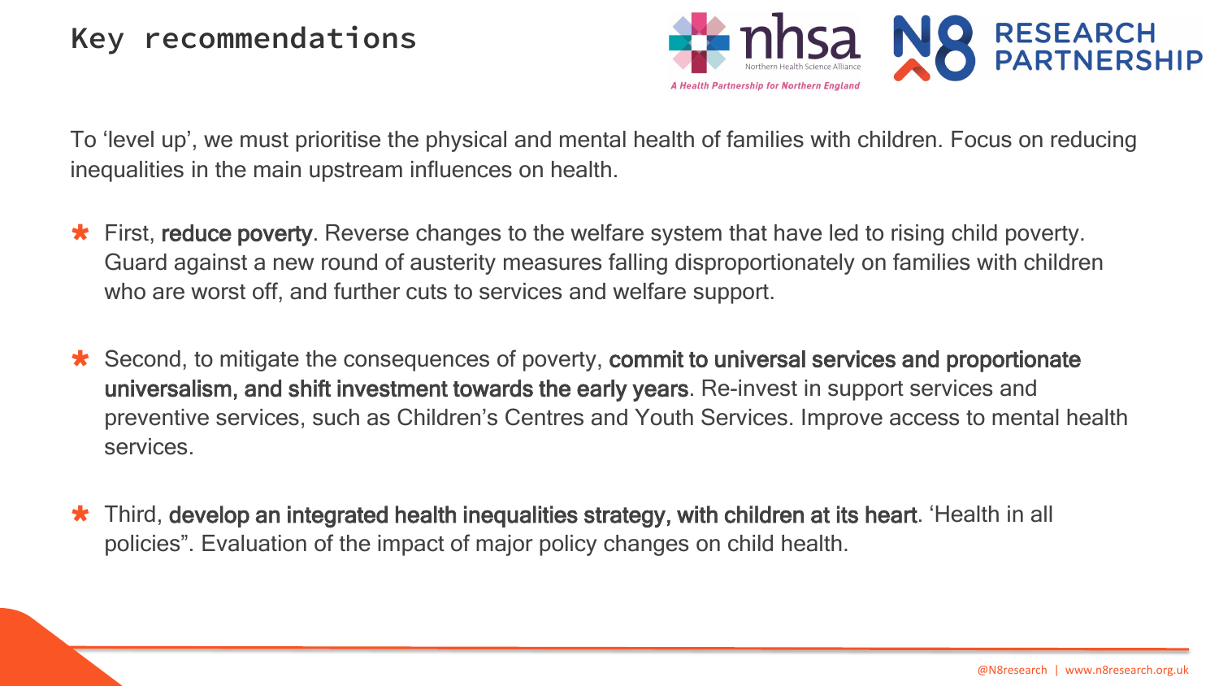# Key recommendations

To 'level up', we must prioritise the physical and mental health of families with children. Focus on reducing inequalities in the main upstream influences on health.

- First, **reduce poverty**. Reverse changes to the welfare system that have led to rising child poverty. Guard against a new round of austerity measures falling disproportionately on families with children who are worst off, and further cuts to services and welfare support.

- Second, to mitigate the consequences of poverty, **commit to universal services and proportionate universalism, and shift investment towards the early years**. Re-invest in support services and preventive services, such as Children's Centres and Youth Services. Improve access to mental health services.

- Third, **develop an integrated health inequalities strategy, with children at its heart**. 'Health in all policies". Evaluation of the impact of major policy changes on child health.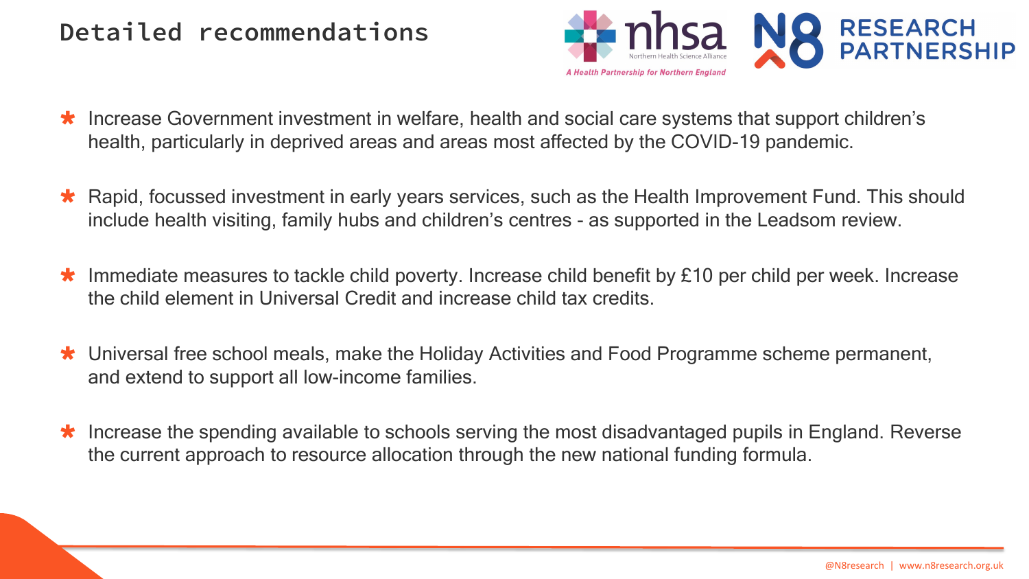# Detailed recommendations

- Increase Government investment in welfare, health and social care systems that support children's health, particularly in deprived areas and areas most affected by the COVID-19 pandemic.
- Rapid, focussed investment in early years services, such as the Health Improvement Fund. This should include health visiting, family hubs and children's centres - as supported in the Leadsom review.
- Immediate measures to tackle child poverty. Increase child benefit by £10 per child per week. Increase the child element in Universal Credit and increase child tax credits.
- Universal free school meals, make the Holiday Activities and Food Programme scheme permanent, and extend to support all low-income families.
- Increase the spending available to schools serving the most disadvantaged pupils in England. Reverse the current approach to resource allocation through the new national funding formula.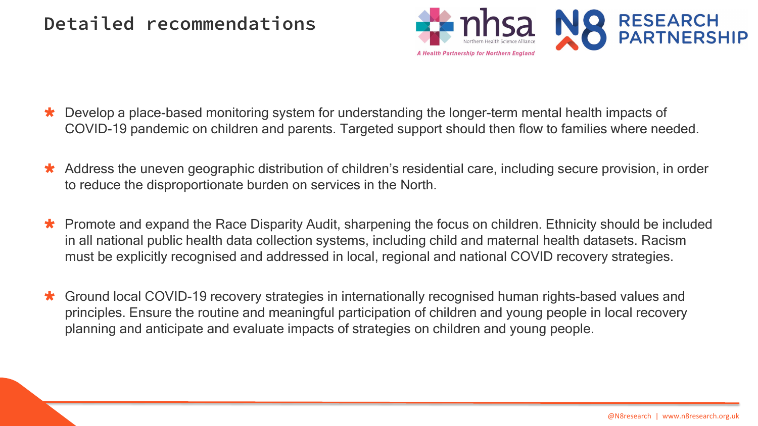# Detailed recommendations

- Develop a place-based monitoring system for understanding the longer-term mental health impacts of COVID-19 pandemic on children and parents. Targeted support should then flow to families where needed.
- Address the uneven geographic distribution of children's residential care, including secure provision, in order to reduce the disproportionate burden on services in the North.
- Promote and expand the Race Disparity Audit, sharpening the focus on children. Ethnicity should be included in all national public health data collection systems, including child and maternal health datasets. Racism must be explicitly recognised and addressed in local, regional and national COVID recovery strategies.
- Ground local COVID-19 recovery strategies in internationally recognised human rights-based values and principles. Ensure the routine and meaningful participation of children and young people in local recovery planning and anticipate and evaluate impacts of strategies on children and young people.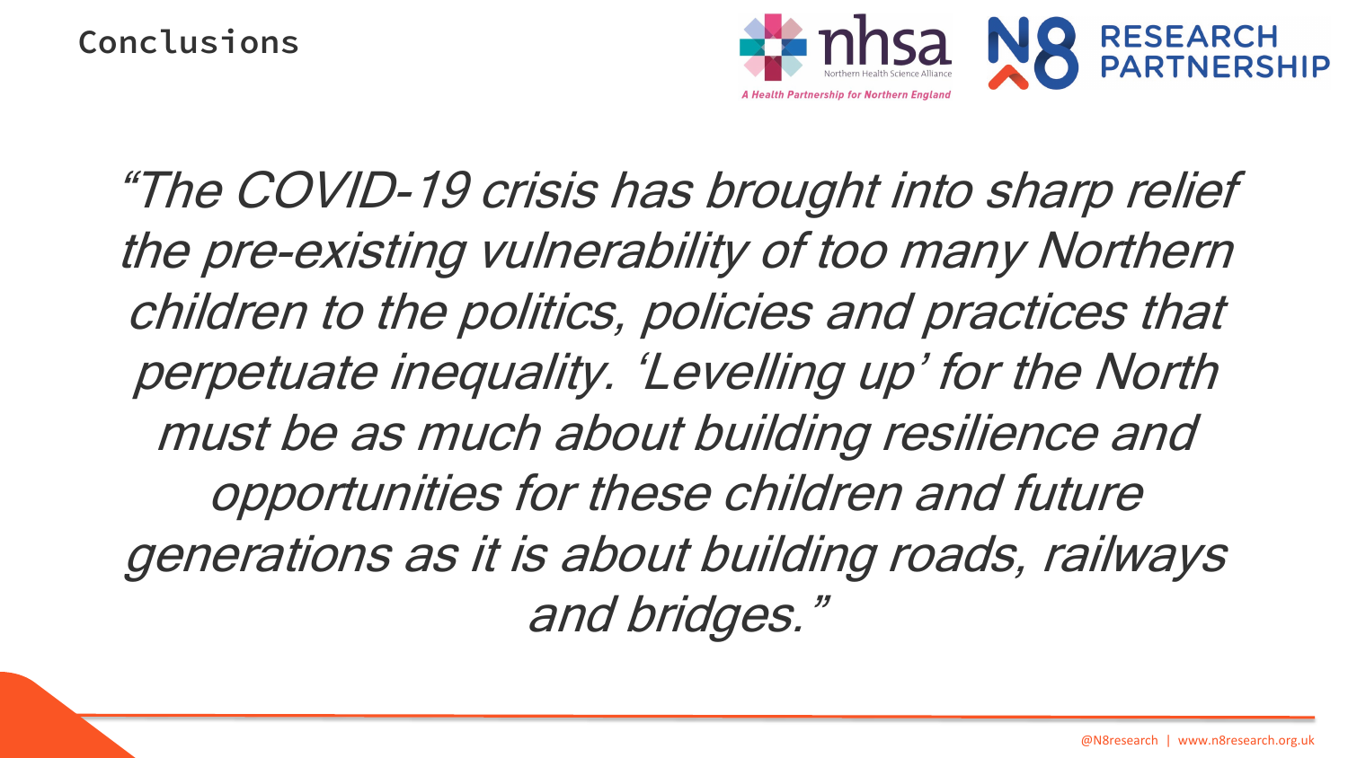# Conclusions

*"The COVID-19 crisis has brought into sharp relief the pre-existing vulnerability of too many Northern children to the politics, policies and practices that perpetuate inequality. 'Levelling up' for the North must be as much about building resilience and opportunities for these children and future generations as it is about building roads, railways and bridges."*